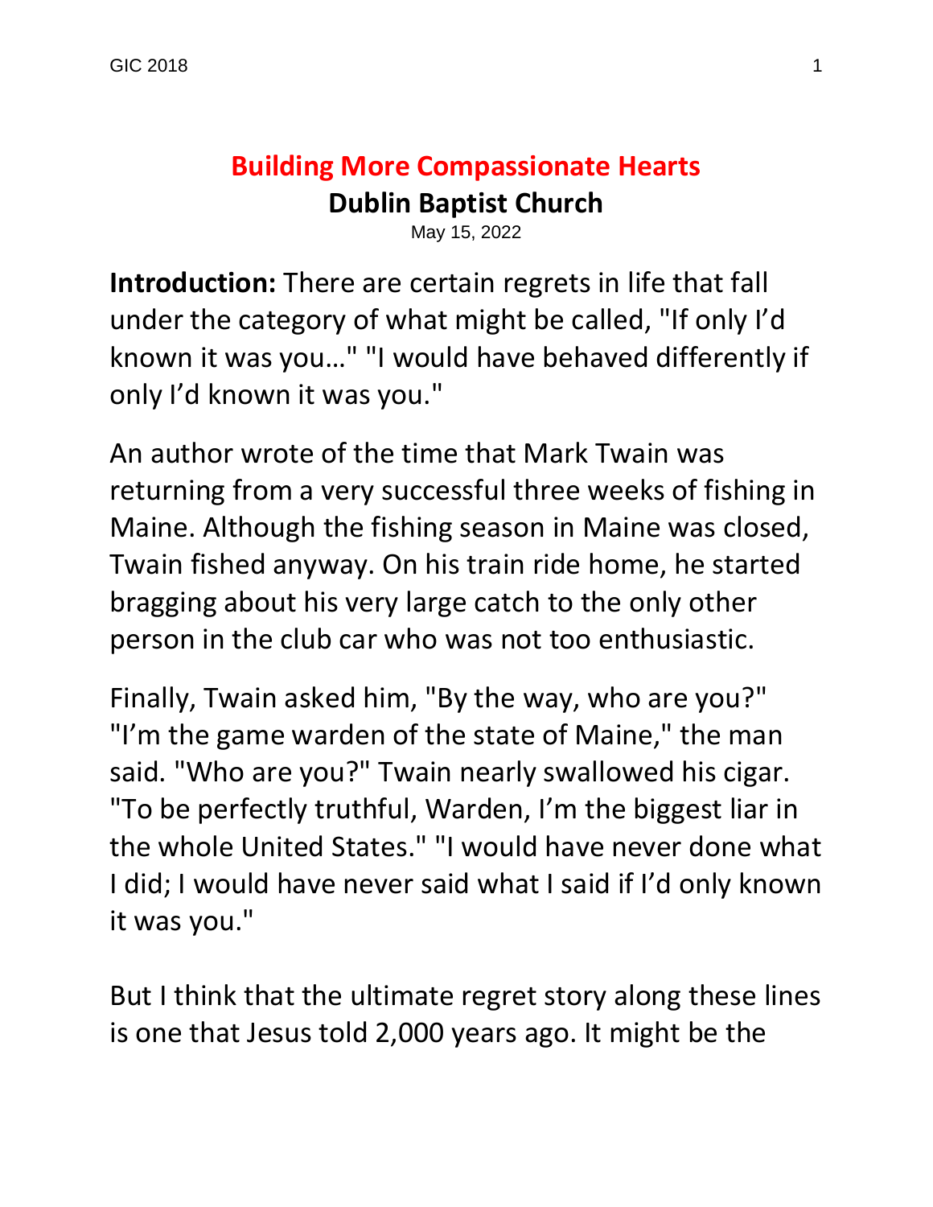# Building More Compassionate Hearts

## Dublin Baptist Church

May 15, 2022

**Introduction:** There are certain regrets in life that fall under the category of what might be called, "If only I'd known it was you…" "I would have behaved differently if only I'd known it was you."

An author wrote of the time that Mark Twain was returning from a very successful three weeks of fishing in Maine. Although the fishing season in Maine was closed, Twain fished anyway. On his train ride home, he started bragging about his very large catch to the only other person in the club car who was not too enthusiastic.

Finally, Twain asked him, "By the way, who are you?" "I'm the game warden of the state of Maine," the man said. "Who are you?" Twain nearly swallowed his cigar. "To be perfectly truthful, Warden, I'm the biggest liar in the whole United States." "I would have never done what I did; I would have never said what I said if I'd only known it was you."

But I think that the ultimate regret story along these lines is one that Jesus told 2,000 years ago. It might be the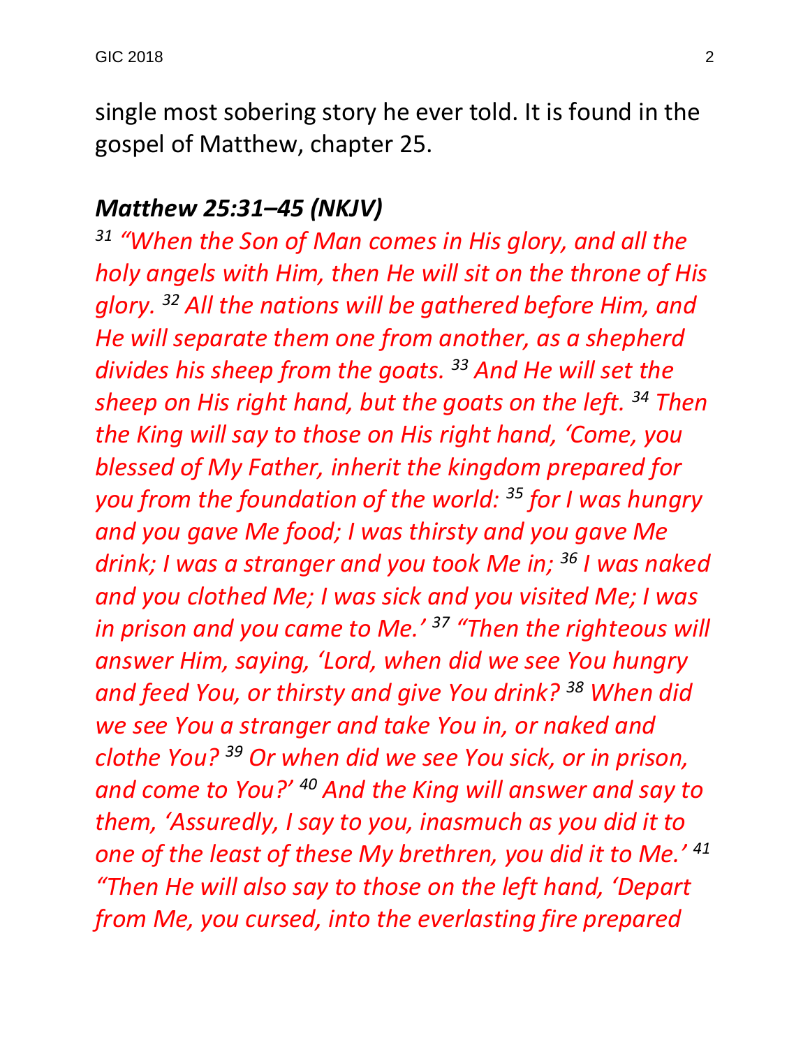single most sobering story he ever told. It is found in the gospel of Matthew, chapter 25.

***Matthew 25:31–45 (NKJV)***

*[31] "When the Son of Man comes in His glory, and all the holy angels with Him, then He will sit on the throne of His glory. [32] All the nations will be gathered before Him, and He will separate them one from another, as a shepherd divides his sheep from the goats. [33] And He will set the sheep on His right hand, but the goats on the left. [34] Then the King will say to those on His right hand, 'Come, you blessed of My Father, inherit the kingdom prepared for you from the foundation of the world: [35] for I was hungry and you gave Me food; I was thirsty and you gave Me drink; I was a stranger and you took Me in; [36] I was naked and you clothed Me; I was sick and you visited Me; I was in prison and you came to Me.' [37] "Then the righteous will answer Him, saying, 'Lord, when did we see You hungry and feed You, or thirsty and give You drink? [38] When did we see You a stranger and take You in, or naked and clothe You? [39] Or when did we see You sick, or in prison, and come to You?' [40] And the King will answer and say to them, 'Assuredly, I say to you, inasmuch as you did it to one of the least of these My brethren, you did it to Me.' [41] "Then He will also say to those on the left hand, 'Depart from Me, you cursed, into the everlasting fire prepared*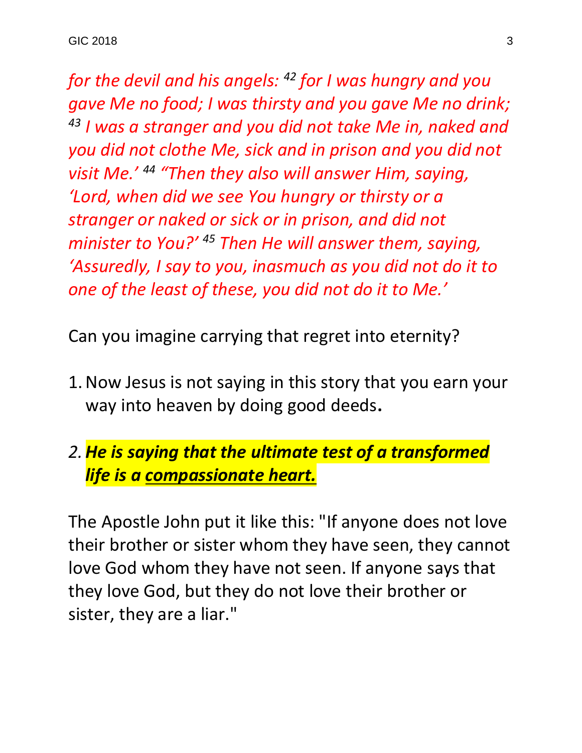*for the devil and his angels: [42] for I was hungry and you gave Me no food; I was thirsty and you gave Me no drink; [43] I was a stranger and you did not take Me in, naked and you did not clothe Me, sick and in prison and you did not visit Me.' [44] "Then they also will answer Him, saying, 'Lord, when did we see You hungry or thirsty or a stranger or naked or sick or in prison, and did not minister to You?' [45] Then He will answer them, saying, 'Assuredly, I say to you, inasmuch as you did not do it to one of the least of these, you did not do it to Me.'*

Can you imagine carrying that regret into eternity?

1. Now Jesus is not saying in this story that you earn your way into heaven by doing good deeds**.**

2. ***He is saying that the ultimate test of a transformed life is a <u>compassionate heart.</u>***

The Apostle John put it like this: "If anyone does not love their brother or sister whom they have seen, they cannot love God whom they have not seen. If anyone says that they love God, but they do not love their brother or sister, they are a liar."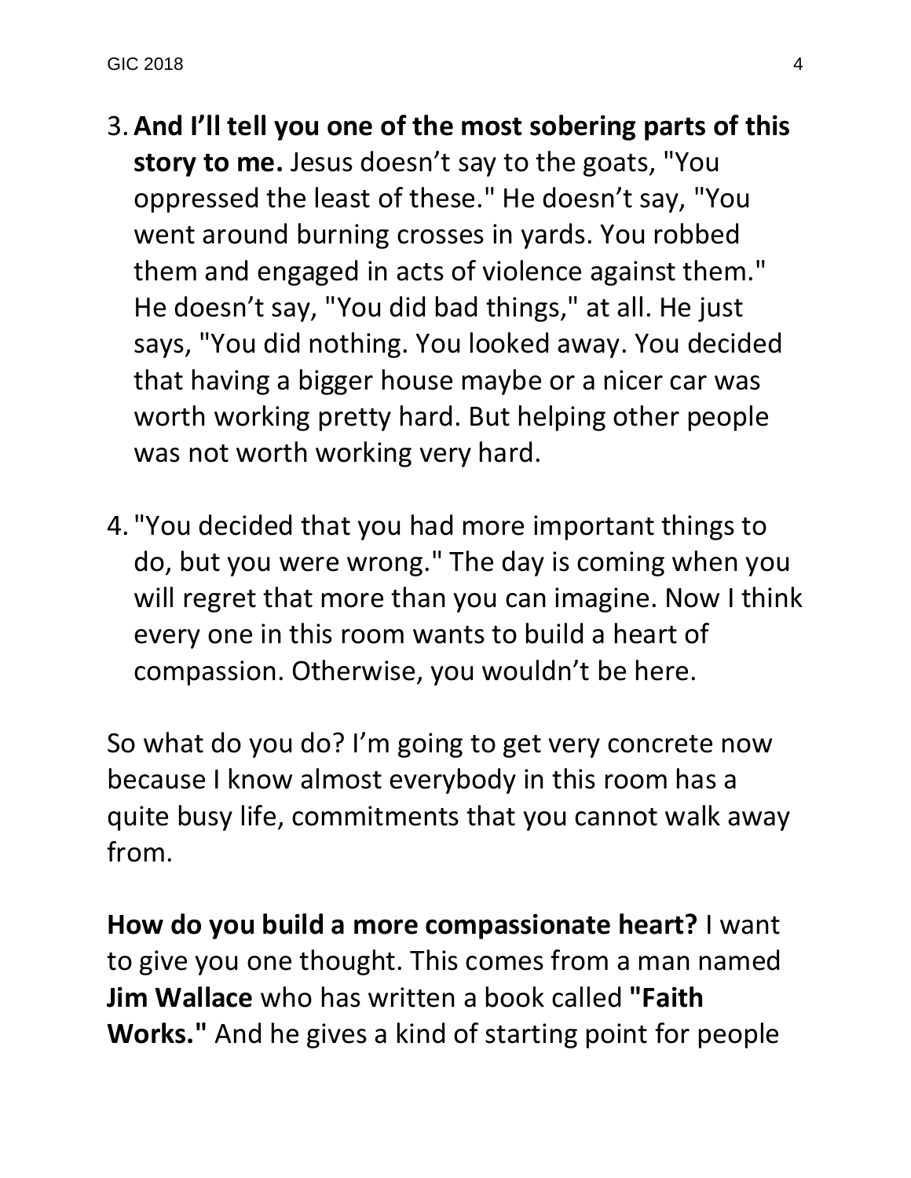3. **And I'll tell you one of the most sobering parts of this story to me.** Jesus doesn't say to the goats, "You oppressed the least of these." He doesn't say, "You went around burning crosses in yards. You robbed them and engaged in acts of violence against them." He doesn't say, "You did bad things," at all. He just says, "You did nothing. You looked away. You decided that having a bigger house maybe or a nicer car was worth working pretty hard. But helping other people was not worth working very hard.

4. "You decided that you had more important things to do, but you were wrong." The day is coming when you will regret that more than you can imagine. Now I think every one in this room wants to build a heart of compassion. Otherwise, you wouldn't be here.

So what do you do? I'm going to get very concrete now because I know almost everybody in this room has a quite busy life, commitments that you cannot walk away from.

**How do you build a more compassionate heart?** I want to give you one thought. This comes from a man named **Jim Wallace** who has written a book called **"Faith Works."** And he gives a kind of starting point for people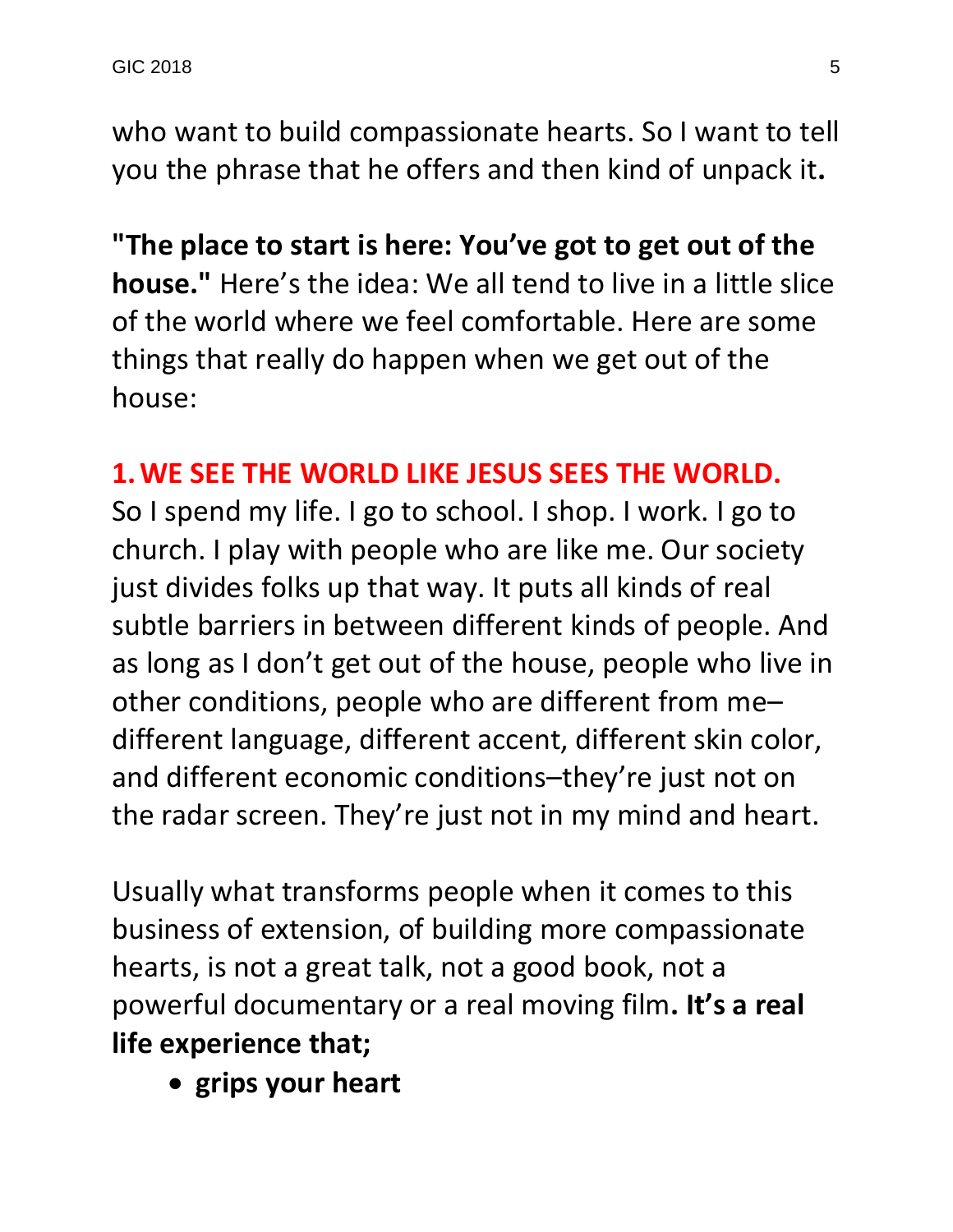who want to build compassionate hearts. So I want to tell you the phrase that he offers and then kind of unpack it**.**

**"The place to start is here: You've got to get out of the house."** Here's the idea: We all tend to live in a little slice of the world where we feel comfortable. Here are some things that really do happen when we get out of the house:

## 1. WE SEE THE WORLD LIKE JESUS SEES THE WORLD.

So I spend my life. I go to school. I shop. I work. I go to church. I play with people who are like me. Our society just divides folks up that way. It puts all kinds of real subtle barriers in between different kinds of people. And as long as I don't get out of the house, people who live in other conditions, people who are different from me–different language, different accent, different skin color, and different economic conditions–they're just not on the radar screen. They're just not in my mind and heart.

Usually what transforms people when it comes to this business of extension, of building more compassionate hearts, is not a great talk, not a good book, not a powerful documentary or a real moving film**. It's a real life experience that;**

- **grips your heart**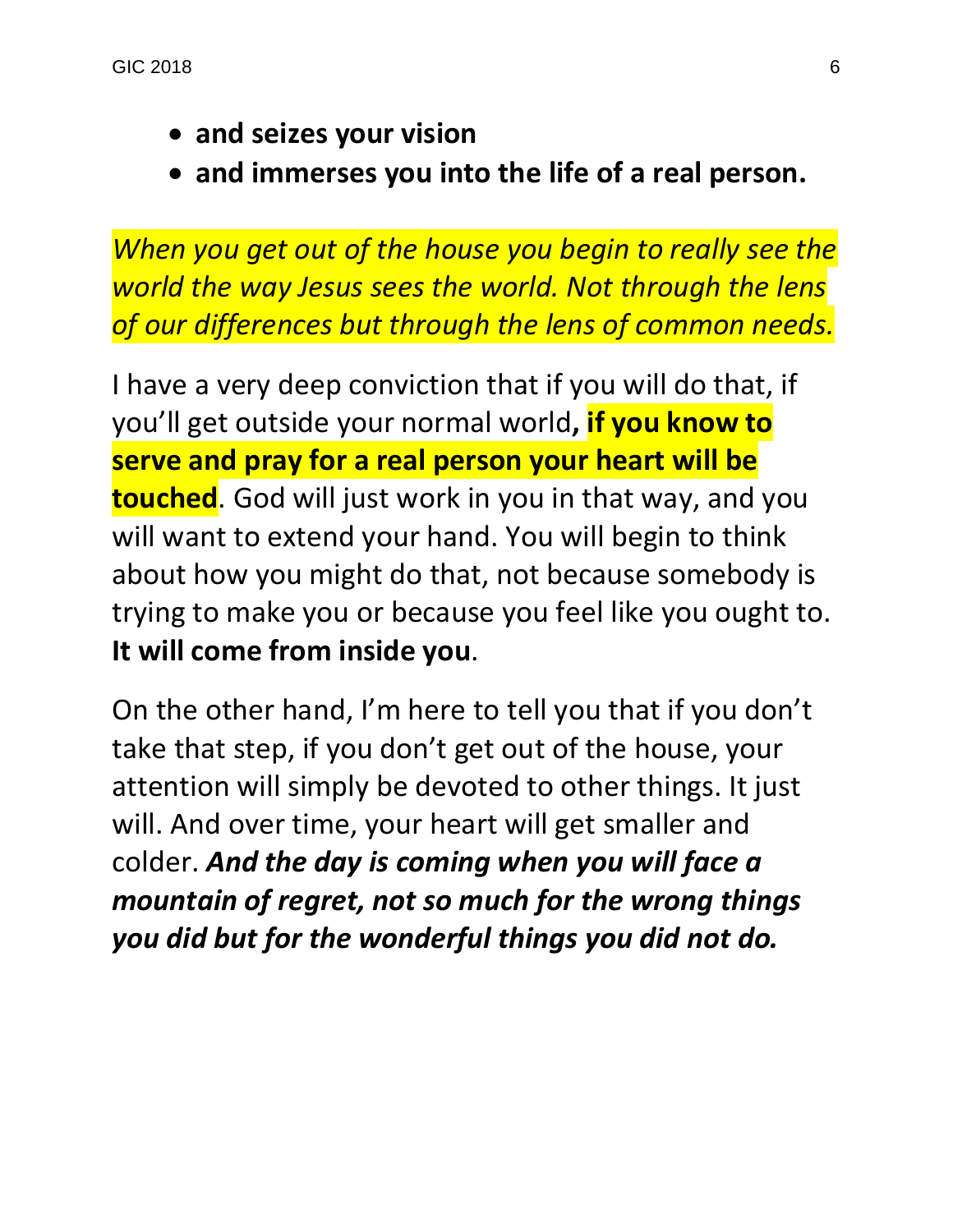- **and seizes your vision**
- **and immerses you into the life of a real person.**

*When you get out of the house you begin to really see the world the way Jesus sees the world. Not through the lens of our differences but through the lens of common needs.*

I have a very deep conviction that if you will do that, if you'll get outside your normal world**, if you know to serve and pray for a real person your heart will be touched**. God will just work in you in that way, and you will want to extend your hand. You will begin to think about how you might do that, not because somebody is trying to make you or because you feel like you ought to. **It will come from inside you**.

On the other hand, I'm here to tell you that if you don't take that step, if you don't get out of the house, your attention will simply be devoted to other things. It just will. And over time, your heart will get smaller and colder. ***And the day is coming when you will face a mountain of regret, not so much for the wrong things you did but for the wonderful things you did not do.***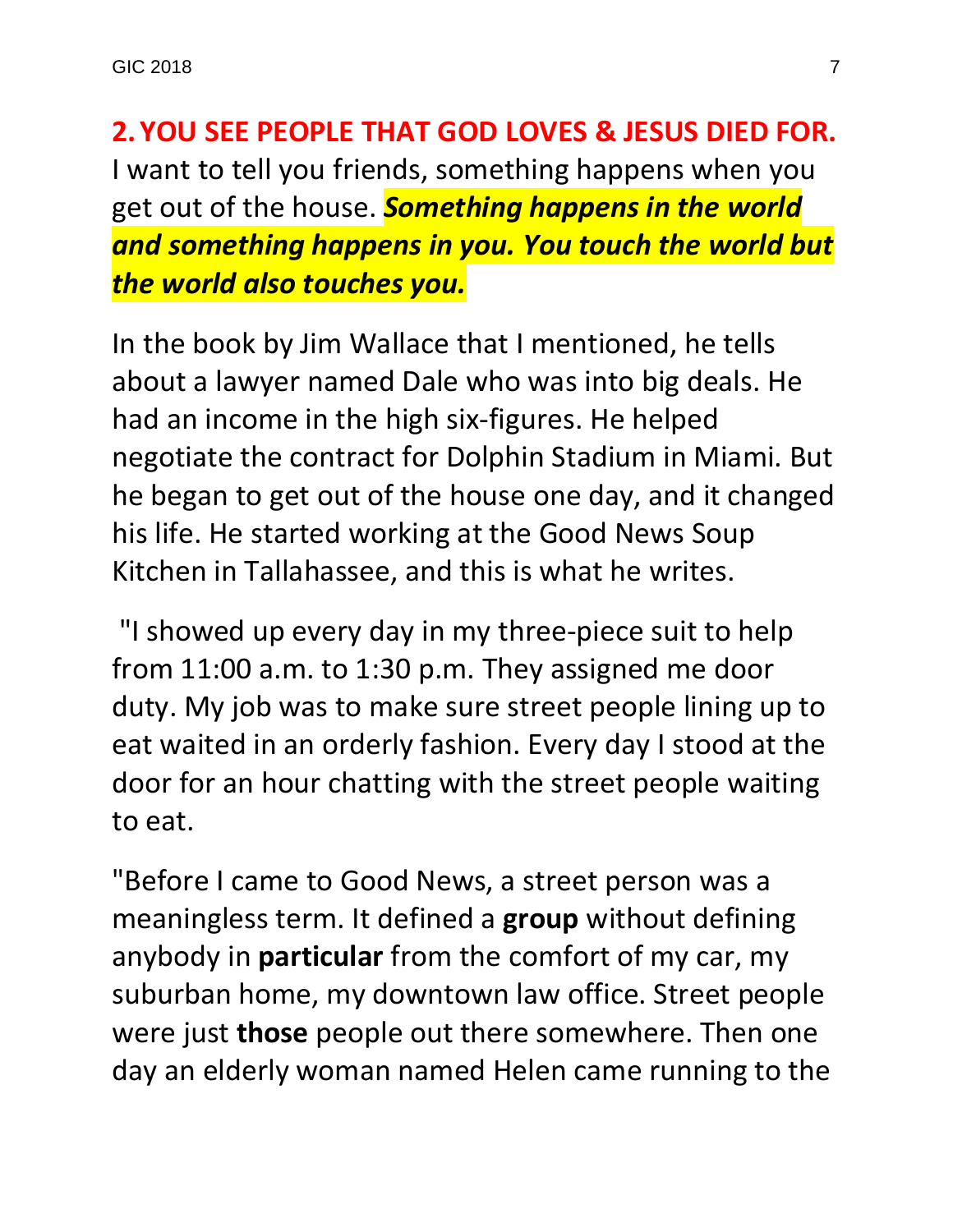## 2. YOU SEE PEOPLE THAT GOD LOVES & JESUS DIED FOR.

I want to tell you friends, something happens when you get out of the house. ***Something happens in the world and something happens in you. You touch the world but the world also touches you.***

In the book by Jim Wallace that I mentioned, he tells about a lawyer named Dale who was into big deals. He had an income in the high six-figures. He helped negotiate the contract for Dolphin Stadium in Miami. But he began to get out of the house one day, and it changed his life. He started working at the Good News Soup Kitchen in Tallahassee, and this is what he writes.

"I showed up every day in my three-piece suit to help from 11:00 a.m. to 1:30 p.m. They assigned me door duty. My job was to make sure street people lining up to eat waited in an orderly fashion. Every day I stood at the door for an hour chatting with the street people waiting to eat.

"Before I came to Good News, a street person was a meaningless term. It defined a **group** without defining anybody in **particular** from the comfort of my car, my suburban home, my downtown law office. Street people were just **those** people out there somewhere. Then one day an elderly woman named Helen came running to the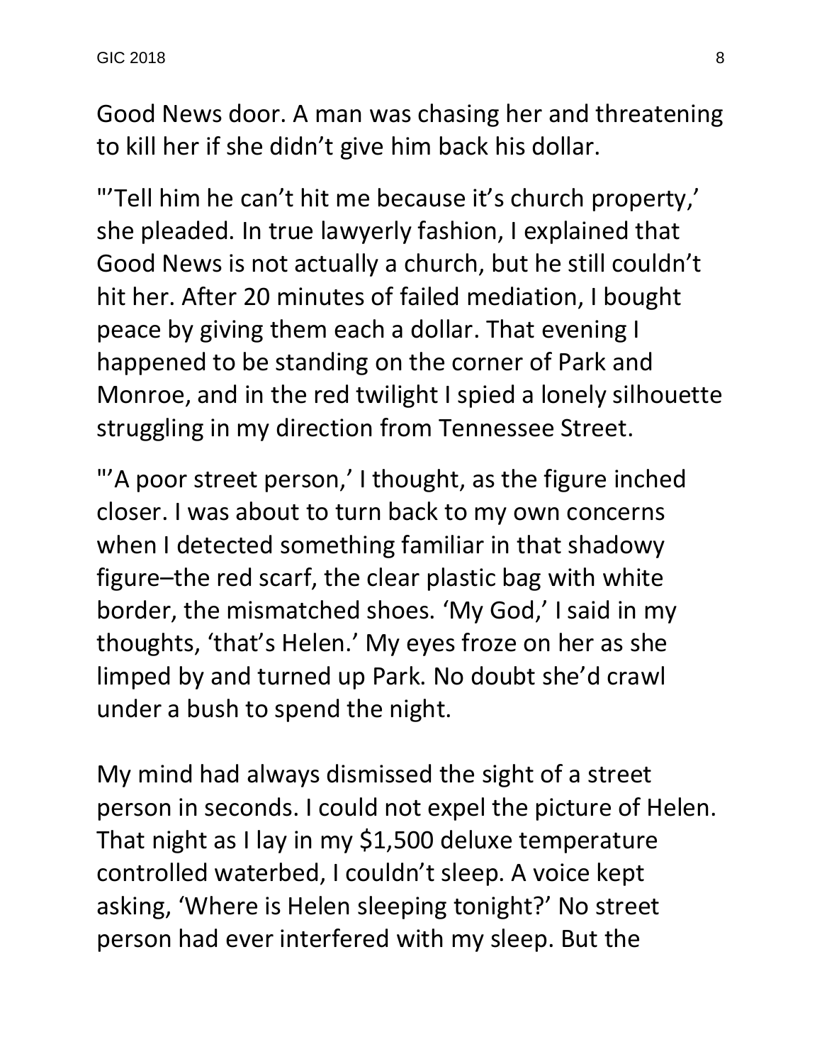Good News door. A man was chasing her and threatening to kill her if she didn't give him back his dollar.

"'Tell him he can't hit me because it's church property,' she pleaded. In true lawyerly fashion, I explained that Good News is not actually a church, but he still couldn't hit her. After 20 minutes of failed mediation, I bought peace by giving them each a dollar. That evening I happened to be standing on the corner of Park and Monroe, and in the red twilight I spied a lonely silhouette struggling in my direction from Tennessee Street.

"'A poor street person,' I thought, as the figure inched closer. I was about to turn back to my own concerns when I detected something familiar in that shadowy figure–the red scarf, the clear plastic bag with white border, the mismatched shoes. 'My God,' I said in my thoughts, 'that's Helen.' My eyes froze on her as she limped by and turned up Park. No doubt she'd crawl under a bush to spend the night.

My mind had always dismissed the sight of a street person in seconds. I could not expel the picture of Helen. That night as I lay in my $1,500 deluxe temperature controlled waterbed, I couldn't sleep. A voice kept asking, 'Where is Helen sleeping tonight?' No street person had ever interfered with my sleep. But the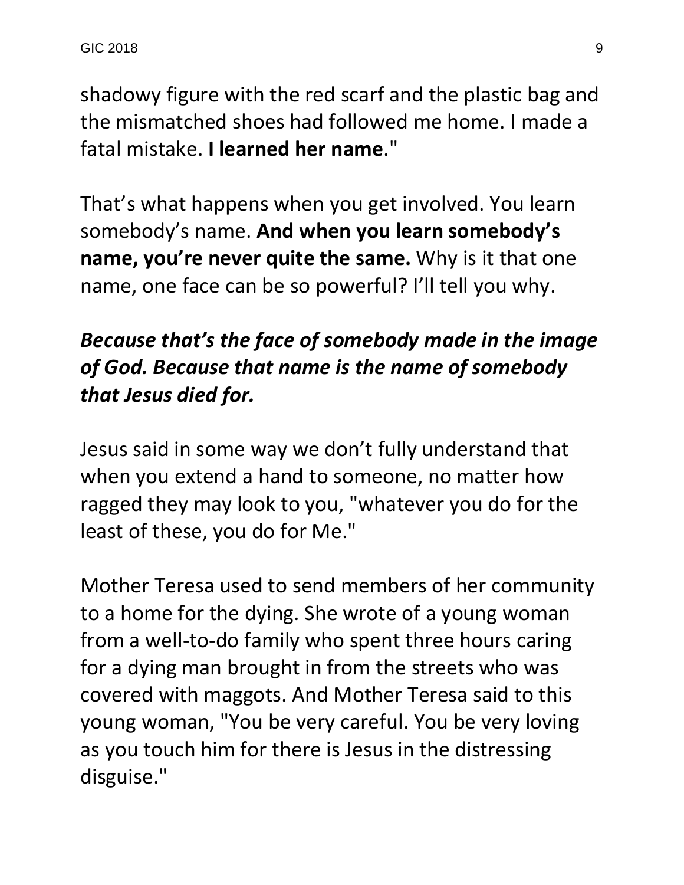shadowy figure with the red scarf and the plastic bag and the mismatched shoes had followed me home. I made a fatal mistake. **I learned her name**."

That's what happens when you get involved. You learn somebody's name. **And when you learn somebody's name, you're never quite the same.** Why is it that one name, one face can be so powerful? I'll tell you why.

***Because that's the face of somebody made in the image of God. Because that name is the name of somebody that Jesus died for.***

Jesus said in some way we don't fully understand that when you extend a hand to someone, no matter how ragged they may look to you, "whatever you do for the least of these, you do for Me."

Mother Teresa used to send members of her community to a home for the dying. She wrote of a young woman from a well-to-do family who spent three hours caring for a dying man brought in from the streets who was covered with maggots. And Mother Teresa said to this young woman, "You be very careful. You be very loving as you touch him for there is Jesus in the distressing disguise."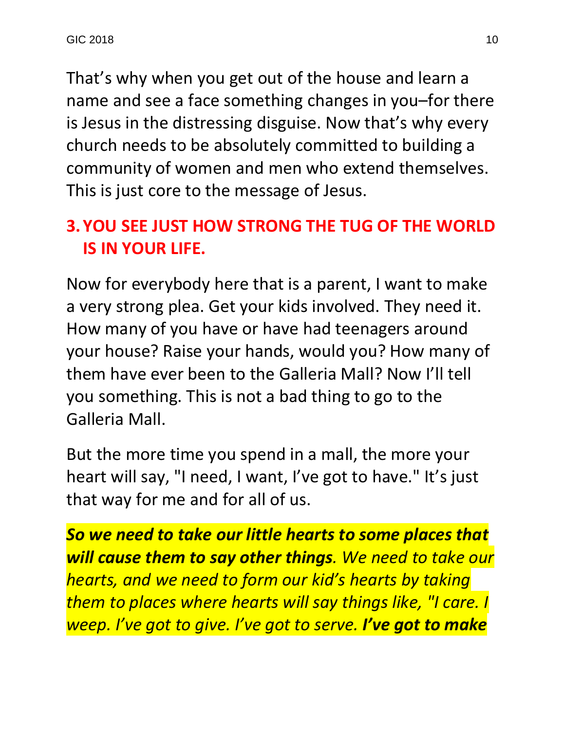That's why when you get out of the house and learn a name and see a face something changes in you–for there is Jesus in the distressing disguise. Now that's why every church needs to be absolutely committed to building a community of women and men who extend themselves. This is just core to the message of Jesus.

## 3. YOU SEE JUST HOW STRONG THE TUG OF THE WORLD IS IN YOUR LIFE.

Now for everybody here that is a parent, I want to make a very strong plea. Get your kids involved. They need it. How many of you have or have had teenagers around your house? Raise your hands, would you? How many of them have ever been to the Galleria Mall? Now I'll tell you something. This is not a bad thing to go to the Galleria Mall.

But the more time you spend in a mall, the more your heart will say, "I need, I want, I've got to have." It's just that way for me and for all of us.

***So we need to take our little hearts to some places that will cause them to say other things****. We need to take our hearts, and we need to form our kid's hearts by taking them to places where hearts will say things like, "I care. I weep. I've got to give. I've got to serve.* ***I've got to make***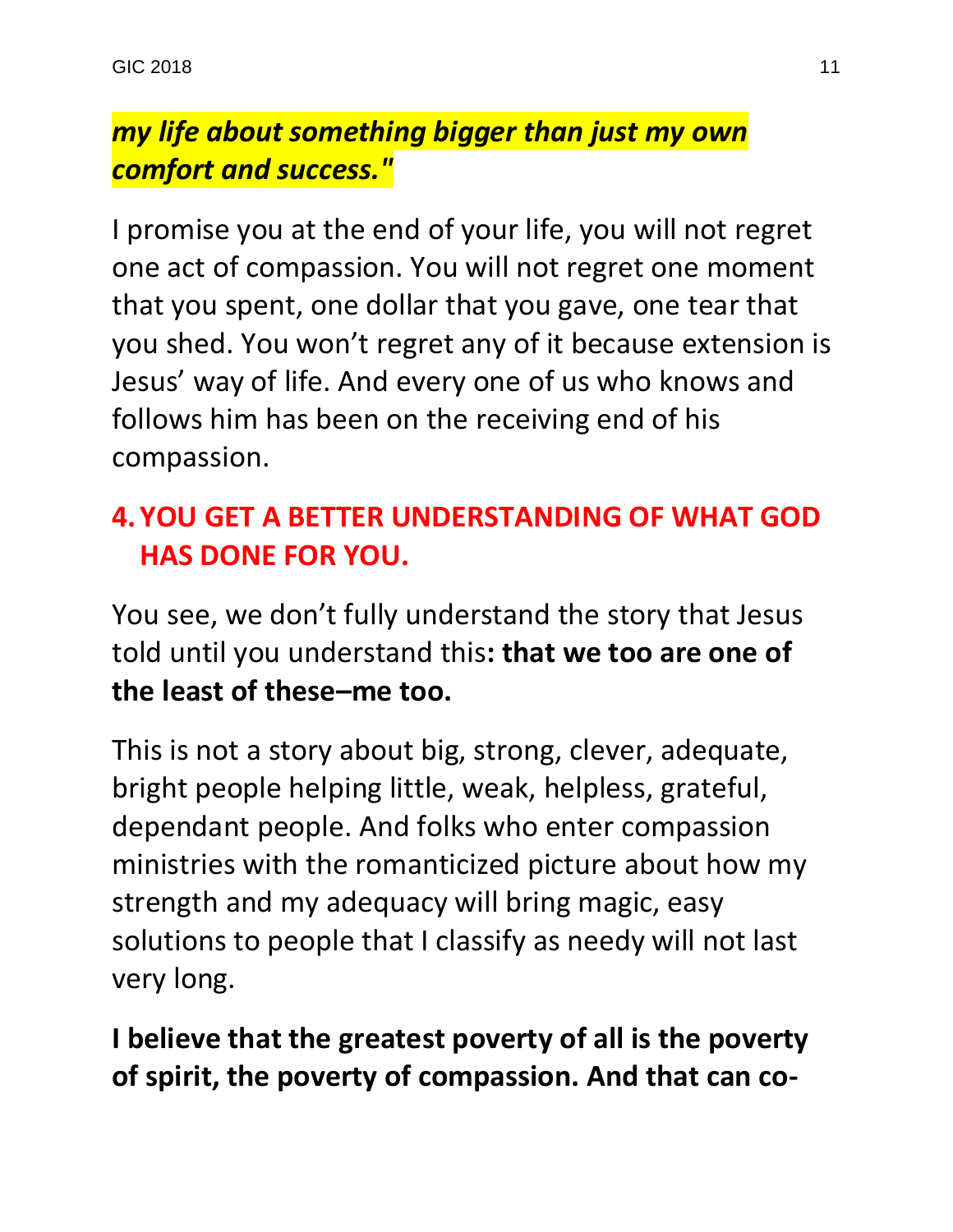***my life about something bigger than just my own comfort and success."***

I promise you at the end of your life, you will not regret one act of compassion. You will not regret one moment that you spent, one dollar that you gave, one tear that you shed. You won't regret any of it because extension is Jesus' way of life. And every one of us who knows and follows him has been on the receiving end of his compassion.

## 4. YOU GET A BETTER UNDERSTANDING OF WHAT GOD HAS DONE FOR YOU.

You see, we don't fully understand the story that Jesus told until you understand this**: that we too are one of the least of these–me too.**

This is not a story about big, strong, clever, adequate, bright people helping little, weak, helpless, grateful, dependant people. And folks who enter compassion ministries with the romanticized picture about how my strength and my adequacy will bring magic, easy solutions to people that I classify as needy will not last very long.

**I believe that the greatest poverty of all is the poverty of spirit, the poverty of compassion. And that can co-**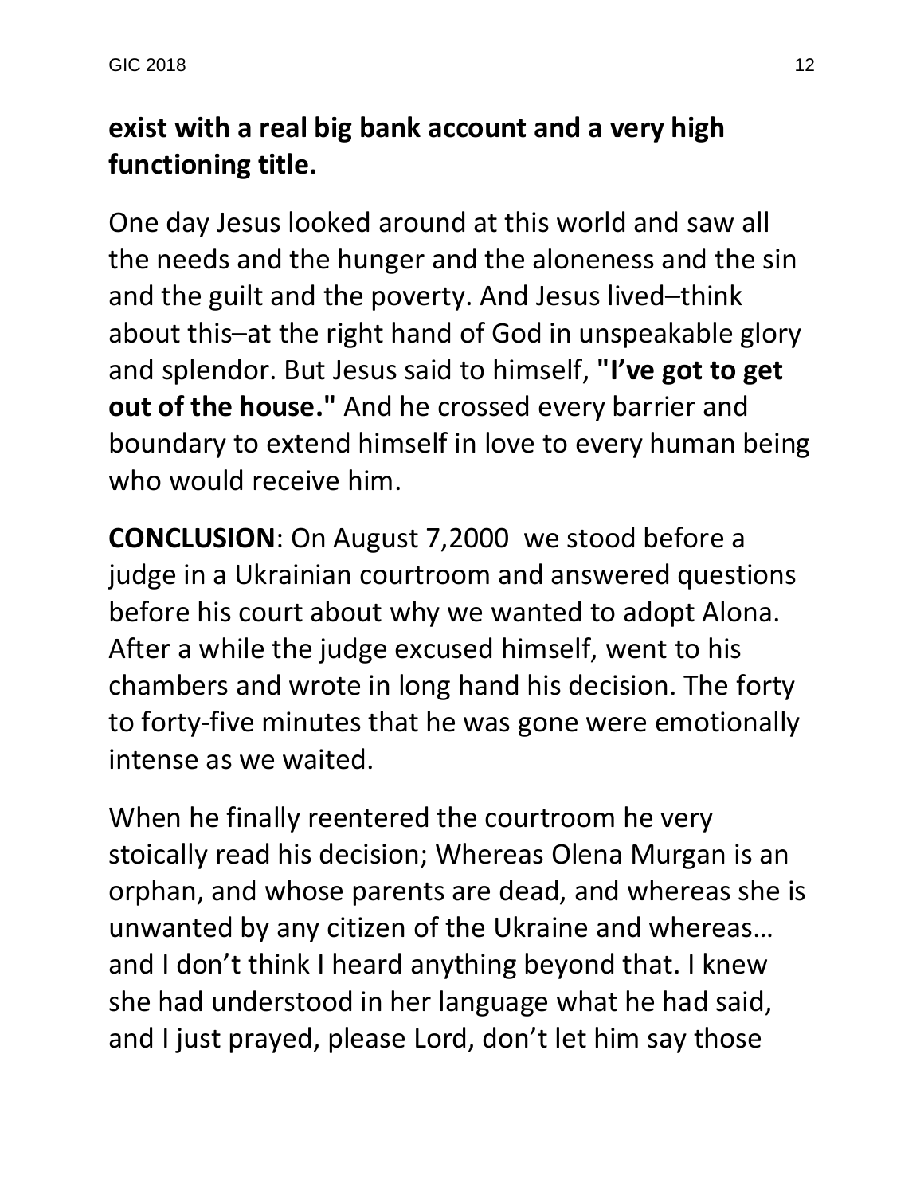**exist with a real big bank account and a very high functioning title.**

One day Jesus looked around at this world and saw all the needs and the hunger and the aloneness and the sin and the guilt and the poverty. And Jesus lived–think about this–at the right hand of God in unspeakable glory and splendor. But Jesus said to himself, **"I've got to get out of the house."** And he crossed every barrier and boundary to extend himself in love to every human being who would receive him.

**CONCLUSION**: On August 7,2000 we stood before a judge in a Ukrainian courtroom and answered questions before his court about why we wanted to adopt Alona. After a while the judge excused himself, went to his chambers and wrote in long hand his decision. The forty to forty-five minutes that he was gone were emotionally intense as we waited.

When he finally reentered the courtroom he very stoically read his decision; Whereas Olena Murgan is an orphan, and whose parents are dead, and whereas she is unwanted by any citizen of the Ukraine and whereas… and I don't think I heard anything beyond that. I knew she had understood in her language what he had said, and I just prayed, please Lord, don't let him say those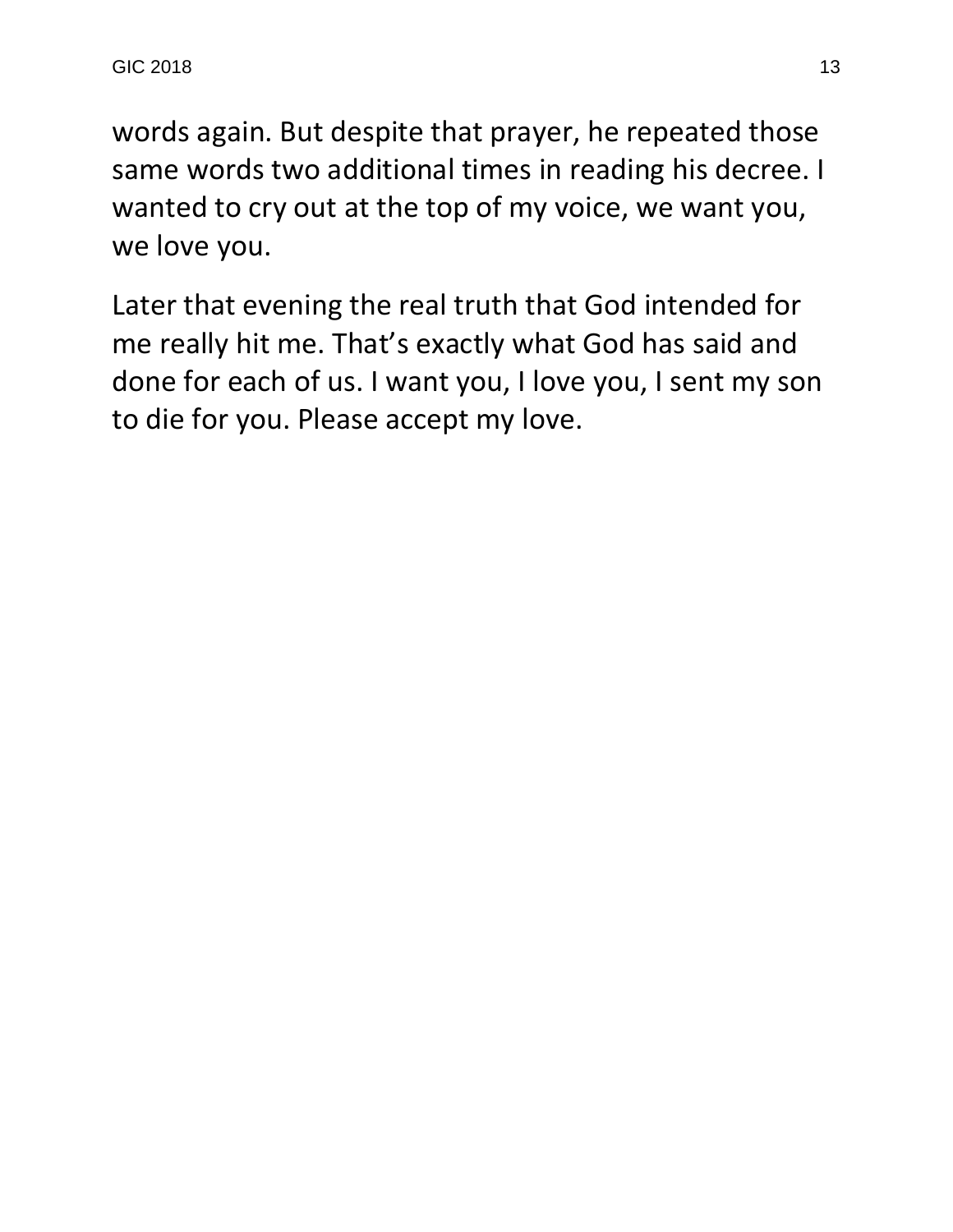words again. But despite that prayer, he repeated those same words two additional times in reading his decree. I wanted to cry out at the top of my voice, we want you, we love you.

Later that evening the real truth that God intended for me really hit me. That’s exactly what God has said and done for each of us. I want you, I love you, I sent my son to die for you. Please accept my love.